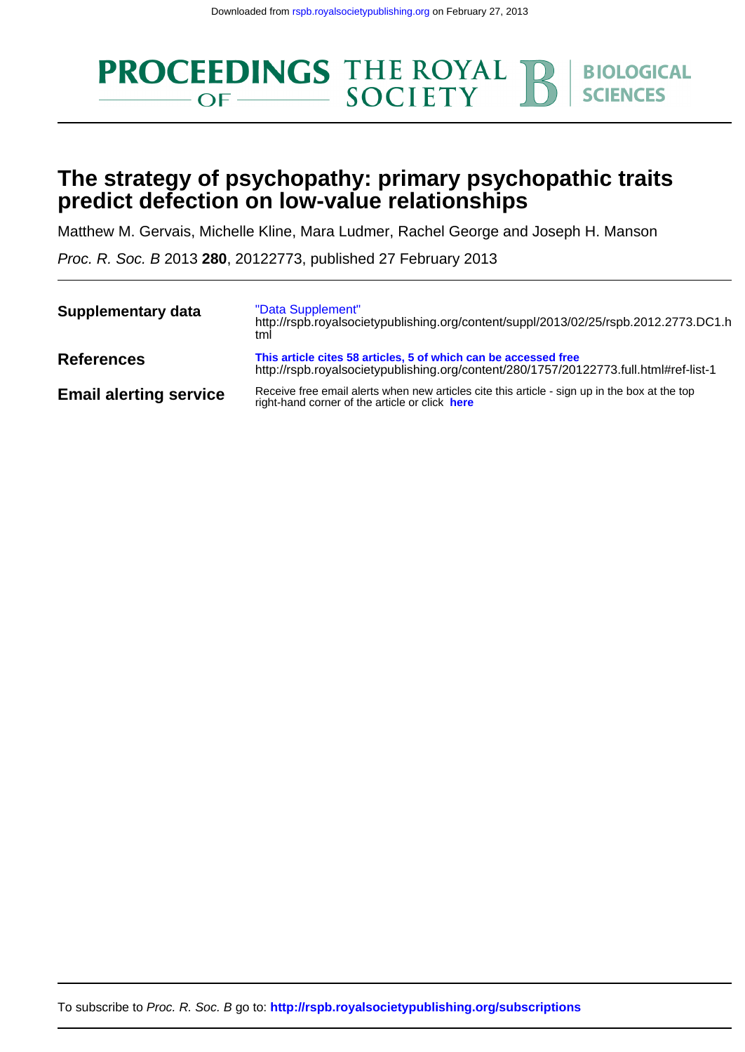Downloaded from rspb.royalsocietypublishing.org on February 27, 2013

PROCEEDINGS OF THE ROYAL SOCIETY B BIOLOGICAL SCIENCES

# The strategy of psychopathy: primary psychopathic traits predict defection on low-value relationships

Matthew M. Gervais, Michelle Kline, Mara Ludmer, Rachel George and Joseph H. Manson

*Proc. R. Soc. B* 2013 **280**, 20122773, published 27 February 2013

| | |
|---|---|
| **Supplementary data** | "Data Supplement" http://rspb.royalsocietypublishing.org/content/suppl/2013/02/25/rspb.2012.2773.DC1.html |
| **References** | **This article cites 58 articles, 5 of which can be accessed free** http://rspb.royalsocietypublishing.org/content/280/1757/20122773.full.html#ref-list-1 |
| **Email alerting service** | Receive free email alerts when new articles cite this article - sign up in the box at the top right-hand corner of the article or click **here** |

To subscribe to *Proc. R. Soc. B* go to: **http://rspb.royalsocietypublishing.org/subscriptions**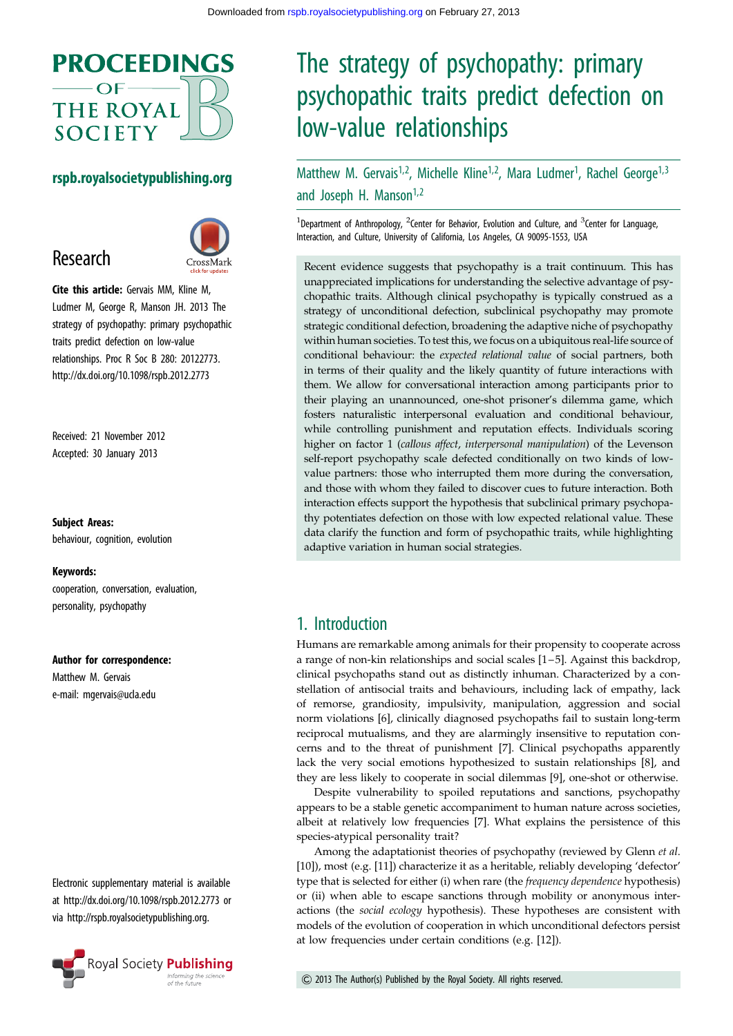# The strategy of psychopathy: primary psychopathic traits predict defection on low-value relationships

Matthew M. Gervais[1,2], Michelle Kline[1,2], Mara Ludmer[1], Rachel George[1,3] and Joseph H. Manson[1,2]

[1]Department of Anthropology, [2]Center for Behavior, Evolution and Culture, and [3]Center for Language, Interaction, and Culture, University of California, Los Angeles, CA 90095-1553, USA

## Research

**Cite this article:** Gervais MM, Kline M, Ludmer M, George R, Manson JH. 2013 The strategy of psychopathy: primary psychopathic traits predict defection on low-value relationships. Proc R Soc B 280: 20122773. http://dx.doi.org/10.1098/rspb.2012.2773

Received: 21 November 2012
Accepted: 30 January 2013

**Subject Areas:**
behaviour, cognition, evolution

**Keywords:**
cooperation, conversation, evaluation, personality, psychopathy

**Author for correspondence:**
Matthew M. Gervais
e-mail: mgervais@ucla.edu

Electronic supplementary material is available at http://dx.doi.org/10.1098/rspb.2012.2773 or via http://rspb.royalsocietypublishing.org.

Recent evidence suggests that psychopathy is a trait continuum. This has unappreciated implications for understanding the selective advantage of psychopathic traits. Although clinical psychopathy is typically construed as a strategy of unconditional defection, subclinical psychopathy may promote strategic conditional defection, broadening the adaptive niche of psychopathy within human societies. To test this, we focus on a ubiquitous real-life source of conditional behaviour: the *expected relational value* of social partners, both in terms of their quality and the likely quantity of future interactions with them. We allow for conversational interaction among participants prior to their playing an unannounced, one-shot prisoner's dilemma game, which fosters naturalistic interpersonal evaluation and conditional behaviour, while controlling punishment and reputation effects. Individuals scoring higher on factor 1 (*callous affect*, *interpersonal manipulation*) of the Levenson self-report psychopathy scale defected conditionally on two kinds of low-value partners: those who interrupted them more during the conversation, and those with whom they failed to discover cues to future interaction. Both interaction effects support the hypothesis that subclinical primary psychopathy potentiates defection on those with low expected relational value. These data clarify the function and form of psychopathic traits, while highlighting adaptive variation in human social strategies.

## 1. Introduction

Humans are remarkable among animals for their propensity to cooperate across a range of non-kin relationships and social scales [1–5]. Against this backdrop, clinical psychopaths stand out as distinctly inhuman. Characterized by a constellation of antisocial traits and behaviours, including lack of empathy, lack of remorse, grandiosity, impulsivity, manipulation, aggression and social norm violations [6], clinically diagnosed psychopaths fail to sustain long-term reciprocal mutualisms, and they are alarmingly insensitive to reputation concerns and to the threat of punishment [7]. Clinical psychopaths apparently lack the very social emotions hypothesized to sustain relationships [8], and they are less likely to cooperate in social dilemmas [9], one-shot or otherwise.

Despite vulnerability to spoiled reputations and sanctions, psychopathy appears to be a stable genetic accompaniment to human nature across societies, albeit at relatively low frequencies [7]. What explains the persistence of this species-atypical personality trait?

Among the adaptationist theories of psychopathy (reviewed by Glenn *et al.* [10]), most (e.g. [11]) characterize it as a heritable, reliably developing 'defector' type that is selected for either (i) when rare (the *frequency dependence* hypothesis) or (ii) when able to escape sanctions through mobility or anonymous interactions (the *social ecology* hypothesis). These hypotheses are consistent with models of the evolution of cooperation in which unconditional defectors persist at low frequencies under certain conditions (e.g. [12]).

© 2013 The Author(s) Published by the Royal Society. All rights reserved.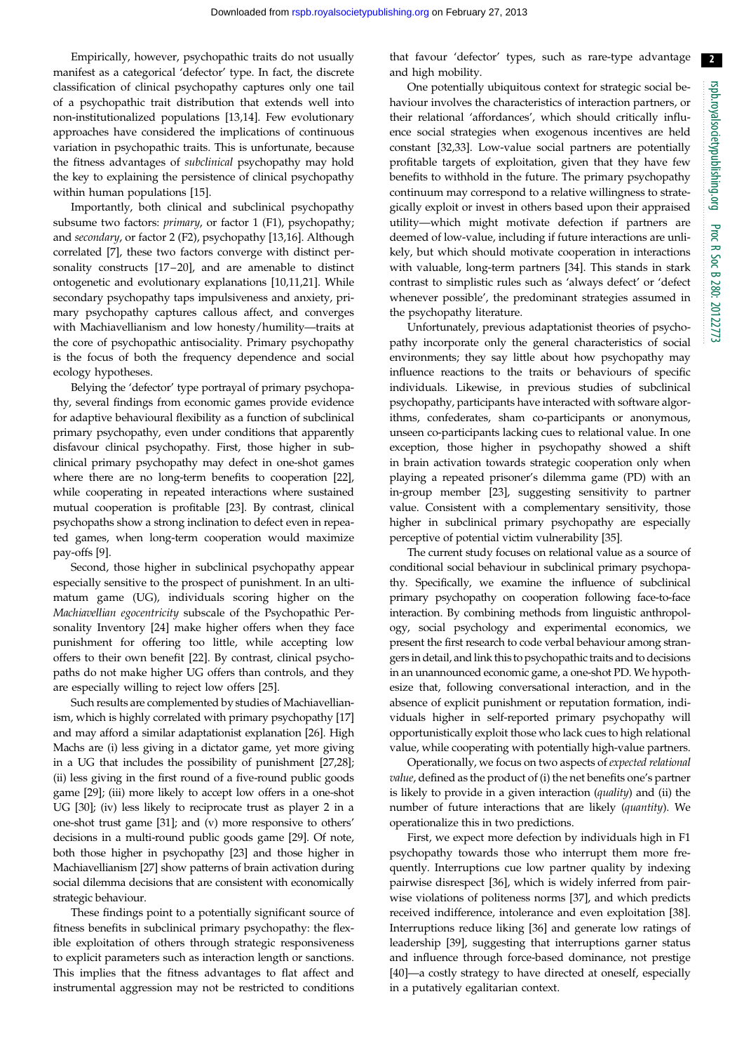Empirically, however, psychopathic traits do not usually manifest as a categorical 'defector' type. In fact, the discrete classification of clinical psychopathy captures only one tail of a psychopathic trait distribution that extends well into non-institutionalized populations [13,14]. Few evolutionary approaches have considered the implications of continuous variation in psychopathic traits. This is unfortunate, because the fitness advantages of *subclinical* psychopathy may hold the key to explaining the persistence of clinical psychopathy within human populations [15].

Importantly, both clinical and subclinical psychopathy subsume two factors: *primary*, or factor 1 (F1), psychopathy; and *secondary*, or factor 2 (F2), psychopathy [13,16]. Although correlated [7], these two factors converge with distinct personality constructs [17–20], and are amenable to distinct ontogenetic and evolutionary explanations [10,11,21]. While secondary psychopathy taps impulsiveness and anxiety, primary psychopathy captures callous affect, and converges with Machiavellianism and low honesty/humility—traits at the core of psychopathic antisociality. Primary psychopathy is the focus of both the frequency dependence and social ecology hypotheses.

Belying the 'defector' type portrayal of primary psychopathy, several findings from economic games provide evidence for adaptive behavioural flexibility as a function of subclinical primary psychopathy, even under conditions that apparently disfavour clinical psychopathy. First, those higher in subclinical primary psychopathy may defect in one-shot games where there are no long-term benefits to cooperation [22], while cooperating in repeated interactions where sustained mutual cooperation is profitable [23]. By contrast, clinical psychopaths show a strong inclination to defect even in repeated games, when long-term cooperation would maximize pay-offs [9].

Second, those higher in subclinical psychopathy appear especially sensitive to the prospect of punishment. In an ultimatum game (UG), individuals scoring higher on the *Machiavellian egocentricity* subscale of the Psychopathic Personality Inventory [24] make higher offers when they face punishment for offering too little, while accepting low offers to their own benefit [22]. By contrast, clinical psychopaths do not make higher UG offers than controls, and they are especially willing to reject low offers [25].

Such results are complemented by studies of Machiavellianism, which is highly correlated with primary psychopathy [17] and may afford a similar adaptationist explanation [26]. High Machs are (i) less giving in a dictator game, yet more giving in a UG that includes the possibility of punishment [27,28]; (ii) less giving in the first round of a five-round public goods game [29]; (iii) more likely to accept low offers in a one-shot UG [30]; (iv) less likely to reciprocate trust as player 2 in a one-shot trust game [31]; and (v) more responsive to others' decisions in a multi-round public goods game [29]. Of note, both those higher in psychopathy [23] and those higher in Machiavellianism [27] show patterns of brain activation during social dilemma decisions that are consistent with economically strategic behaviour.

These findings point to a potentially significant source of fitness benefits in subclinical primary psychopathy: the flexible exploitation of others through strategic responsiveness to explicit parameters such as interaction length or sanctions. This implies that the fitness advantages to flat affect and instrumental aggression may not be restricted to conditions that favour 'defector' types, such as rare-type advantage and high mobility.

One potentially ubiquitous context for strategic social behaviour involves the characteristics of interaction partners, or their relational 'affordances', which should critically influence social strategies when exogenous incentives are held constant [32,33]. Low-value social partners are potentially profitable targets of exploitation, given that they have few benefits to withhold in the future. The primary psychopathy continuum may correspond to a relative willingness to strategically exploit or invest in others based upon their appraised utility—which might motivate defection if partners are deemed of low-value, including if future interactions are unlikely, but which should motivate cooperation in interactions with valuable, long-term partners [34]. This stands in stark contrast to simplistic rules such as 'always defect' or 'defect whenever possible', the predominant strategies assumed in the psychopathy literature.

Unfortunately, previous adaptationist theories of psychopathy incorporate only the general characteristics of social environments; they say little about how psychopathy may influence reactions to the traits or behaviours of specific individuals. Likewise, in previous studies of subclinical psychopathy, participants have interacted with software algorithms, confederates, sham co-participants or anonymous, unseen co-participants lacking cues to relational value. In one exception, those higher in psychopathy showed a shift in brain activation towards strategic cooperation only when playing a repeated prisoner's dilemma game (PD) with an in-group member [23], suggesting sensitivity to partner value. Consistent with a complementary sensitivity, those higher in subclinical primary psychopathy are especially perceptive of potential victim vulnerability [35].

The current study focuses on relational value as a source of conditional social behaviour in subclinical primary psychopathy. Specifically, we examine the influence of subclinical primary psychopathy on cooperation following face-to-face interaction. By combining methods from linguistic anthropology, social psychology and experimental economics, we present the first research to code verbal behaviour among strangers in detail, and link this to psychopathic traits and to decisions in an unannounced economic game, a one-shot PD. We hypothesize that, following conversational interaction, and in the absence of explicit punishment or reputation formation, individuals higher in self-reported primary psychopathy will opportunistically exploit those who lack cues to high relational value, while cooperating with potentially high-value partners.

Operationally, we focus on two aspects of *expected relational value*, defined as the product of (i) the net benefits one's partner is likely to provide in a given interaction (*quality*) and (ii) the number of future interactions that are likely (*quantity*). We operationalize this in two predictions.

First, we expect more defection by individuals high in F1 psychopathy towards those who interrupt them more frequently. Interruptions cue low partner quality by indexing pairwise disrespect [36], which is widely inferred from pairwise violations of politeness norms [37], and which predicts received indifference, intolerance and even exploitation [38]. Interruptions reduce liking [36] and generate low ratings of leadership [39], suggesting that interruptions garner status and influence through force-based dominance, not prestige [40]—a costly strategy to have directed at oneself, especially in a putatively egalitarian context.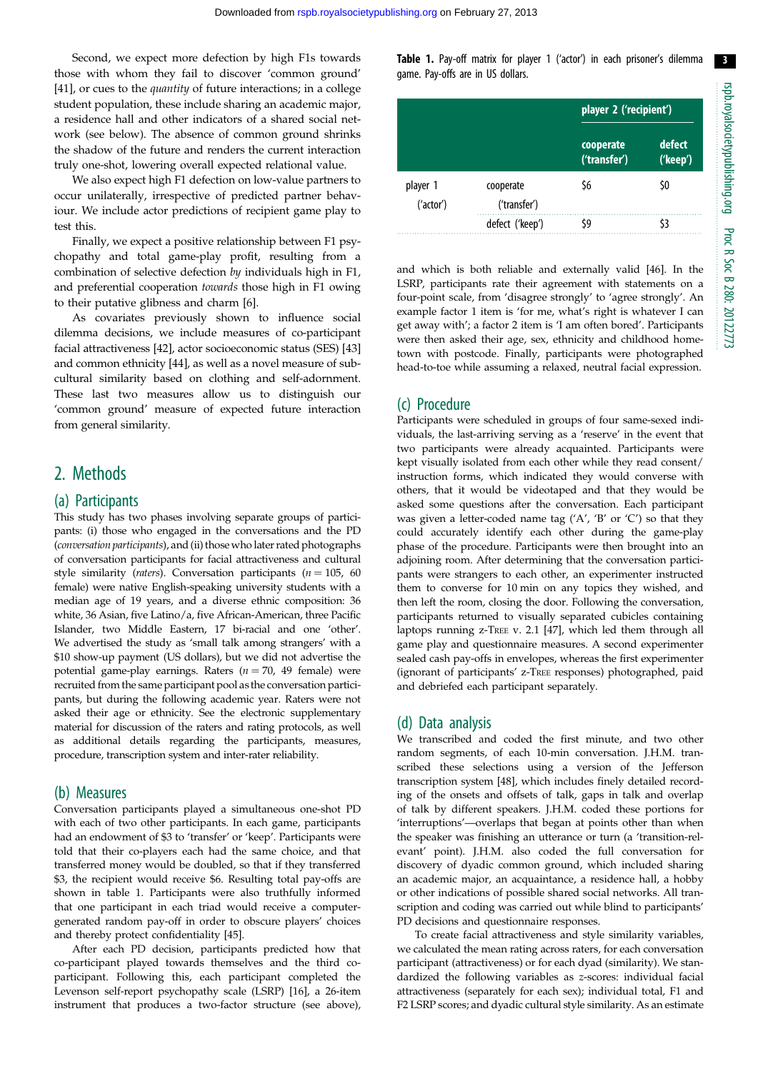Second, we expect more defection by high F1s towards those with whom they fail to discover 'common ground' [41], or cues to the *quantity* of future interactions; in a college student population, these include sharing an academic major, a residence hall and other indicators of a shared social network (see below). The absence of common ground shrinks the shadow of the future and renders the current interaction truly one-shot, lowering overall expected relational value.

We also expect high F1 defection on low-value partners to occur unilaterally, irrespective of predicted partner behaviour. We include actor predictions of recipient game play to test this.

Finally, we expect a positive relationship between F1 psychopathy and total game-play profit, resulting from a combination of selective defection *by* individuals high in F1, and preferential cooperation *towards* those high in F1 owing to their putative glibness and charm [6].

As covariates previously shown to influence social dilemma decisions, we include measures of co-participant facial attractiveness [42], actor socioeconomic status (SES) [43] and common ethnicity [44], as well as a novel measure of subcultural similarity based on clothing and self-adornment. These last two measures allow us to distinguish our 'common ground' measure of expected future interaction from general similarity.

## 2. Methods

### (a) Participants

This study has two phases involving separate groups of participants: (i) those who engaged in the conversations and the PD (*conversation participants*), and (ii) those who later rated photographs of conversation participants for facial attractiveness and cultural style similarity (*raters*). Conversation participants ($n = 105$, 60 female) were native English-speaking university students with a median age of 19 years, and a diverse ethnic composition: 36 white, 36 Asian, five Latino/a, five African-American, three Pacific Islander, two Middle Eastern, 17 bi-racial and one 'other'. We advertised the study as 'small talk among strangers' with a \$10 show-up payment (US dollars), but we did not advertise the potential game-play earnings. Raters ($n = 70$, 49 female) were recruited from the same participant pool as the conversation participants, but during the following academic year. Raters were not asked their age or ethnicity. See the electronic supplementary material for discussion of the raters and rating protocols, as well as additional details regarding the participants, measures, procedure, transcription system and inter-rater reliability.

### (b) Measures

Conversation participants played a simultaneous one-shot PD with each of two other participants. In each game, participants had an endowment of \$3 to 'transfer' or 'keep'. Participants were told that their co-players each had the same choice, and that transferred money would be doubled, so that if they transferred \$3, the recipient would receive \$6. Resulting total pay-offs are shown in table 1. Participants were also truthfully informed that one participant in each triad would receive a computer-generated random pay-off in order to obscure players' choices and thereby protect confidentiality [45].

After each PD decision, participants predicted how that co-participant played towards themselves and the third co-participant. Following this, each participant completed the Levenson self-report psychopathy scale (LSRP) [16], a 26-item instrument that produces a two-factor structure (see above), and which is both reliable and externally valid [46]. In the LSRP, participants rate their agreement with statements on a four-point scale, from 'disagree strongly' to 'agree strongly'. An example factor 1 item is 'for me, what's right is whatever I can get away with'; a factor 2 item is 'I am often bored'. Participants were then asked their age, sex, ethnicity and childhood hometown with postcode. Finally, participants were photographed head-to-toe while assuming a relaxed, neutral facial expression.

**Table 1.** Pay-off matrix for player 1 ('actor') in each prisoner's dilemma game. Pay-offs are in US dollars.

| | | player 2 ('recipient') | |
|---|---|---|---|
| | | cooperate ('transfer') | defect ('keep') |
| player 1 ('actor') | cooperate ('transfer') | \$6 | \$0 |
| | defect ('keep') | \$9 | \$3 |

### (c) Procedure

Participants were scheduled in groups of four same-sexed individuals, the last-arriving serving as a 'reserve' in the event that two participants were already acquainted. Participants were kept visually isolated from each other while they read consent/instruction forms, which indicated they would converse with others, that it would be videotaped and that they would be asked some questions after the conversation. Each participant was given a letter-coded name tag ('A', 'B' or 'C') so that they could accurately identify each other during the game-play phase of the procedure. Participants were then brought into an adjoining room. After determining that the conversation participants were strangers to each other, an experimenter instructed them to converse for 10 min on any topics they wished, and then left the room, closing the door. Following the conversation, participants returned to visually separated cubicles containing laptops running z-Tree v. 2.1 [47], which led them through all game play and questionnaire measures. A second experimenter sealed cash pay-offs in envelopes, whereas the first experimenter (ignorant of participants' z-Tree responses) photographed, paid and debriefed each participant separately.

### (d) Data analysis

We transcribed and coded the first minute, and two other random segments, of each 10-min conversation. J.H.M. transcribed these selections using a version of the Jefferson transcription system [48], which includes finely detailed recording of the onsets and offsets of talk, gaps in talk and overlap of talk by different speakers. J.H.M. coded these portions for 'interruptions'—overlaps that began at points other than when the speaker was finishing an utterance or turn (a 'transition-relevant' point). J.H.M. also coded the full conversation for discovery of dyadic common ground, which included sharing an academic major, an acquaintance, a residence hall, a hobby or other indications of possible shared social networks. All transcription and coding was carried out while blind to participants' PD decisions and questionnaire responses.

To create facial attractiveness and style similarity variables, we calculated the mean rating across raters, for each conversation participant (attractiveness) or for each dyad (similarity). We standardized the following variables as z-scores: individual facial attractiveness (separately for each sex); individual total, F1 and F2 LSRP scores; and dyadic cultural style similarity. As an estimate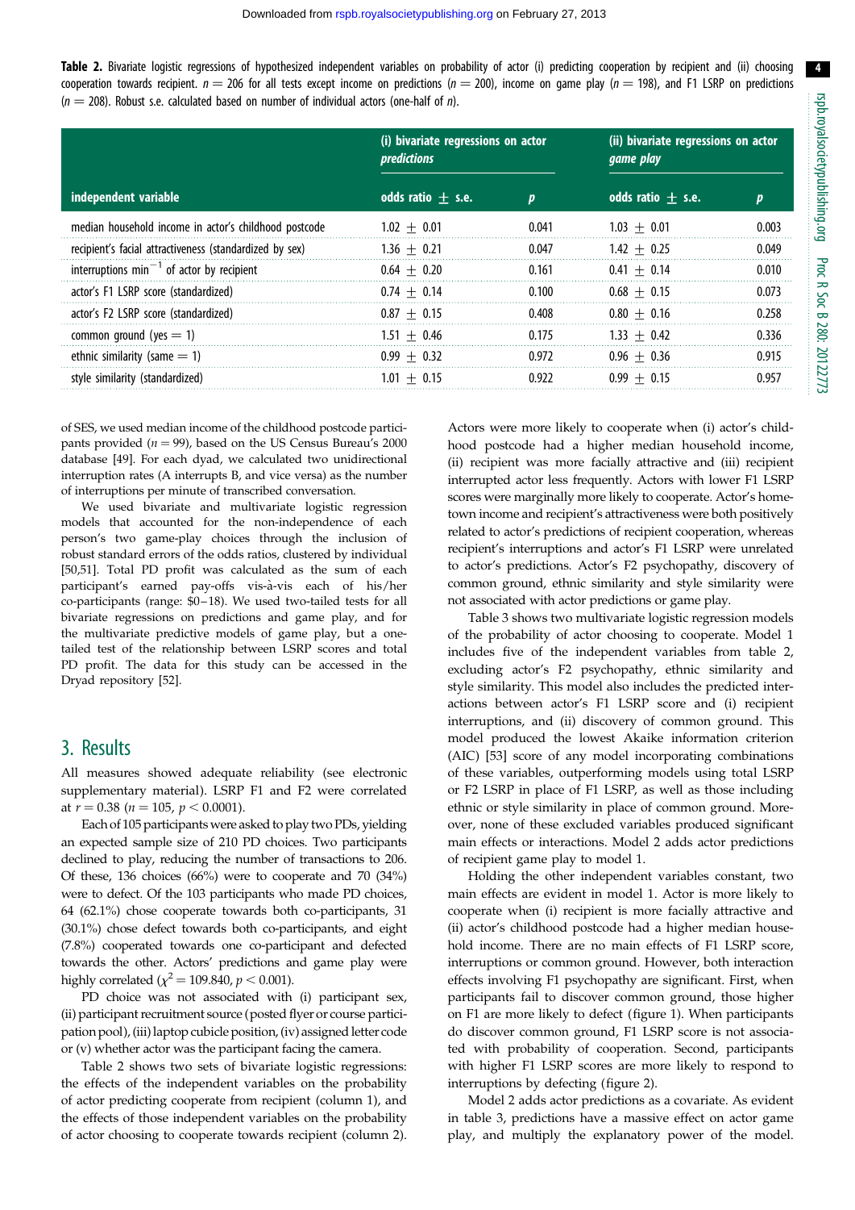**Table 2.** Bivariate logistic regressions of hypothesized independent variables on probability of actor (i) predicting cooperation by recipient and (ii) choosing cooperation towards recipient. $n = 206$ for all tests except income on predictions ($n = 200$), income on game play ($n = 198$), and F1 LSRP on predictions ($n = 208$). Robust s.e. calculated based on number of individual actors (one-half of $n$).

| independent variable | (i) bivariate regressions on actor *predictions* | | (ii) bivariate regressions on actor *game play* | |
|---|---|---|---|---|
| | odds ratio ± s.e. | $p$ | odds ratio ± s.e. | $p$ |
| median household income in actor's childhood postcode | 1.02 ± 0.01 | 0.041 | 1.03 ± 0.01 | 0.003 |
| recipient's facial attractiveness (standardized by sex) | 1.36 ± 0.21 | 0.047 | 1.42 ± 0.25 | 0.049 |
| interruptions min$^{-1}$ of actor by recipient | 0.64 ± 0.20 | 0.161 | 0.41 ± 0.14 | 0.010 |
| actor's F1 LSRP score (standardized) | 0.74 ± 0.14 | 0.100 | 0.68 ± 0.15 | 0.073 |
| actor's F2 LSRP score (standardized) | 0.87 ± 0.15 | 0.408 | 0.80 ± 0.16 | 0.258 |
| common ground (yes = 1) | 1.51 ± 0.46 | 0.175 | 1.33 ± 0.42 | 0.336 |
| ethnic similarity (same = 1) | 0.99 ± 0.32 | 0.972 | 0.96 ± 0.36 | 0.915 |
| style similarity (standardized) | 1.01 ± 0.15 | 0.922 | 0.99 ± 0.15 | 0.957 |

of SES, we used median income of the childhood postcode participants provided ($n = 99$), based on the US Census Bureau's 2000 database [49]. For each dyad, we calculated two unidirectional interruption rates (A interrupts B, and vice versa) as the number of interruptions per minute of transcribed conversation.

We used bivariate and multivariate logistic regression models that accounted for the non-independence of each person's two game-play choices through the inclusion of robust standard errors of the odds ratios, clustered by individual [50,51]. Total PD profit was calculated as the sum of each participant's earned pay-offs vis-à-vis each of his/her co-participants (range: \$0–18). We used two-tailed tests for all bivariate regressions on predictions and game play, and for the multivariate predictive models of game play, but a one-tailed test of the relationship between LSRP scores and total PD profit. The data for this study can be accessed in the Dryad repository [52].

## 3. Results

All measures showed adequate reliability (see electronic supplementary material). LSRP F1 and F2 were correlated at $r = 0.38$ ($n = 105$, $p < 0.0001$).

Each of 105 participants were asked to play two PDs, yielding an expected sample size of 210 PD choices. Two participants declined to play, reducing the number of transactions to 206. Of these, 136 choices (66%) were to cooperate and 70 (34%) were to defect. Of the 103 participants who made PD choices, 64 (62.1%) chose cooperate towards both co-participants, 31 (30.1%) chose defect towards both co-participants, and eight (7.8%) cooperated towards one co-participant and defected towards the other. Actors' predictions and game play were highly correlated ($\chi^2 = 109.840$, $p < 0.001$).

PD choice was not associated with (i) participant sex, (ii) participant recruitment source (posted flyer or course participation pool), (iii) laptop cubicle position, (iv) assigned letter code or (v) whether actor was the participant facing the camera.

Table 2 shows two sets of bivariate logistic regressions: the effects of the independent variables on the probability of actor predicting cooperate from recipient (column 1), and the effects of those independent variables on the probability of actor choosing to cooperate towards recipient (column 2). Actors were more likely to cooperate when (i) actor's childhood postcode had a higher median household income, (ii) recipient was more facially attractive and (iii) recipient interrupted actor less frequently. Actors with lower F1 LSRP scores were marginally more likely to cooperate. Actor's hometown income and recipient's attractiveness were both positively related to actor's predictions of recipient cooperation, whereas recipient's interruptions and actor's F1 LSRP were unrelated to actor's predictions. Actor's F2 psychopathy, discovery of common ground, ethnic similarity and style similarity were not associated with actor predictions or game play.

Table 3 shows two multivariate logistic regression models of the probability of actor choosing to cooperate. Model 1 includes five of the independent variables from table 2, excluding actor's F2 psychopathy, ethnic similarity and style similarity. This model also includes the predicted interactions between actor's F1 LSRP score and (i) recipient interruptions, and (ii) discovery of common ground. This model produced the lowest Akaike information criterion (AIC) [53] score of any model incorporating combinations of these variables, outperforming models using total LSRP or F2 LSRP in place of F1 LSRP, as well as those including ethnic or style similarity in place of common ground. Moreover, none of these excluded variables produced significant main effects or interactions. Model 2 adds actor predictions of recipient game play to model 1.

Holding the other independent variables constant, two main effects are evident in model 1. Actor is more likely to cooperate when (i) recipient is more facially attractive and (ii) actor's childhood postcode had a higher median household income. There are no main effects of F1 LSRP score, interruptions or common ground. However, both interaction effects involving F1 psychopathy are significant. First, when participants fail to discover common ground, those higher on F1 are more likely to defect (figure 1). When participants do discover common ground, F1 LSRP score is not associated with probability of cooperation. Second, participants with higher F1 LSRP scores are more likely to respond to interruptions by defecting (figure 2).

Model 2 adds actor predictions as a covariate. As evident in table 3, predictions have a massive effect on actor game play, and multiply the explanatory power of the model.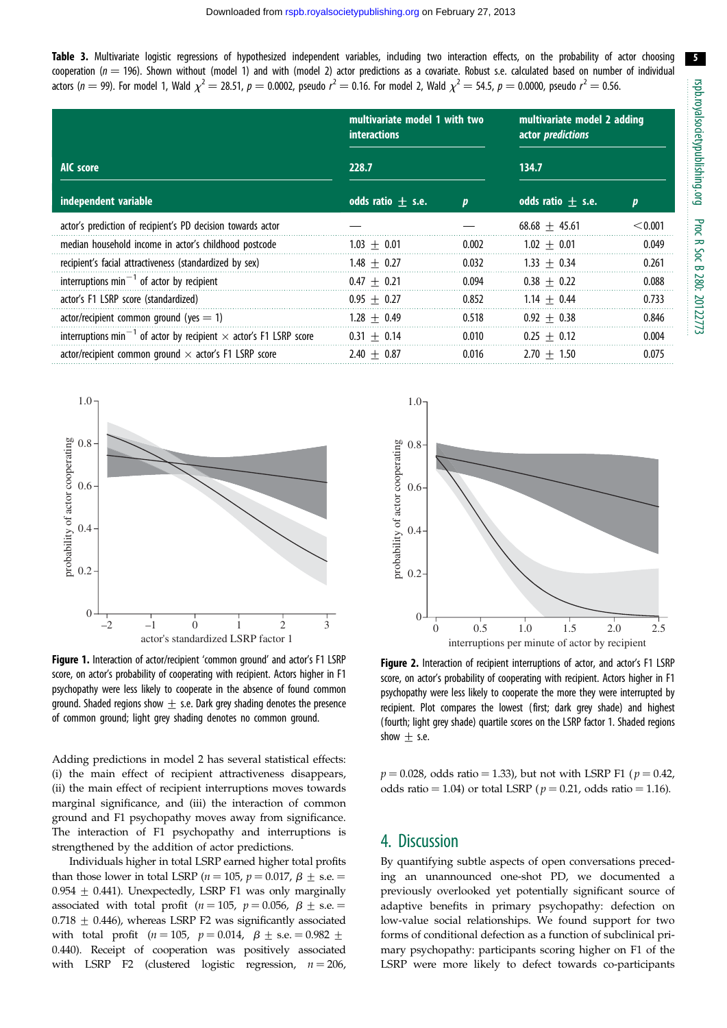**Table 3.** Multivariate logistic regressions of hypothesized independent variables, including two interaction effects, on the probability of actor choosing cooperation ($n = 196$). Shown without (model 1) and with (model 2) actor predictions as a covariate. Robust s.e. calculated based on number of individual actors ($n = 99$). For model 1, Wald $\chi^2 = 28.51$, $p = 0.0002$, pseudo $r^2 = 0.16$. For model 2, Wald $\chi^2 = 54.5$, $p = 0.0000$, pseudo $r^2 = 0.56$.

| | multivariate model 1 with two interactions | | multivariate model 2 adding actor *predictions* | |
|---|---|---|---|---|
| AIC score | 228.7 | | 134.7 | |
| independent variable | odds ratio ± s.e. | *p* | odds ratio ± s.e. | *p* |
| actor's prediction of recipient's PD decision towards actor | — | — | 68.68 ± 45.61 | <0.001 |
| median household income in actor's childhood postcode | 1.03 ± 0.01 | 0.002 | 1.02 ± 0.01 | 0.049 |
| recipient's facial attractiveness (standardized by sex) | 1.48 ± 0.27 | 0.032 | 1.33 ± 0.34 | 0.261 |
| interruptions $\text{min}^{-1}$ of actor by recipient | 0.47 ± 0.21 | 0.094 | 0.38 ± 0.22 | 0.088 |
| actor's F1 LSRP score (standardized) | 0.95 ± 0.27 | 0.852 | 1.14 ± 0.44 | 0.733 |
| actor/recipient common ground (yes = 1) | 1.28 ± 0.49 | 0.518 | 0.92 ± 0.38 | 0.846 |
| interruptions $\text{min}^{-1}$ of actor by recipient × actor's F1 LSRP score | 0.31 ± 0.14 | 0.010 | 0.25 ± 0.12 | 0.004 |
| actor/recipient common ground × actor's F1 LSRP score | 2.40 ± 0.87 | 0.016 | 2.70 ± 1.50 | 0.075 |

**Figure 1.** Interaction of actor/recipient 'common ground' and actor's F1 LSRP score, on actor's probability of cooperating with recipient. Actors higher in F1 psychopathy were less likely to cooperate in the absence of found common ground. Shaded regions show ± s.e. Dark grey shading denotes the presence of common ground; light grey shading denotes no common ground.

**Figure 2.** Interaction of recipient interruptions of actor, and actor's F1 LSRP score, on actor's probability of cooperating with recipient. Actors higher in F1 psychopathy were less likely to cooperate the more they were interrupted by recipient. Plot compares the lowest (first; dark grey shade) and highest (fourth; light grey shade) quartile scores on the LSRP factor 1. Shaded regions show ± s.e.

Adding predictions in model 2 has several statistical effects: (i) the main effect of recipient attractiveness disappears, (ii) the main effect of recipient interruptions moves towards marginal significance, and (iii) the interaction of common ground and F1 psychopathy moves away from significance. The interaction of F1 psychopathy and interruptions is strengthened by the addition of actor predictions.

Individuals higher in total LSRP earned higher total profits than those lower in total LSRP ($n = 105$, $p = 0.017$, $\beta \pm$ s.e. $= 0.954 \pm 0.441$). Unexpectedly, LSRP F1 was only marginally associated with total profit ($n = 105$, $p = 0.056$, $\beta \pm$ s.e. $= 0.718 \pm 0.446$), whereas LSRP F2 was significantly associated with total profit ($n = 105$, $p = 0.014$, $\beta \pm$ s.e. $= 0.982 \pm 0.440$). Receipt of cooperation was positively associated with LSRP F2 (clustered logistic regression, $n = 206$, $p = 0.028$, odds ratio = 1.33), but not with LSRP F1 ($p = 0.42$, odds ratio = 1.04) or total LSRP ($p = 0.21$, odds ratio = 1.16).

## 4. Discussion

By quantifying subtle aspects of open conversations preceding an unannounced one-shot PD, we documented a previously overlooked yet potentially significant source of adaptive benefits in primary psychopathy: defection on low-value social relationships. We found support for two forms of conditional defection as a function of subclinical primary psychopathy: participants scoring higher on F1 of the LSRP were more likely to defect towards co-participants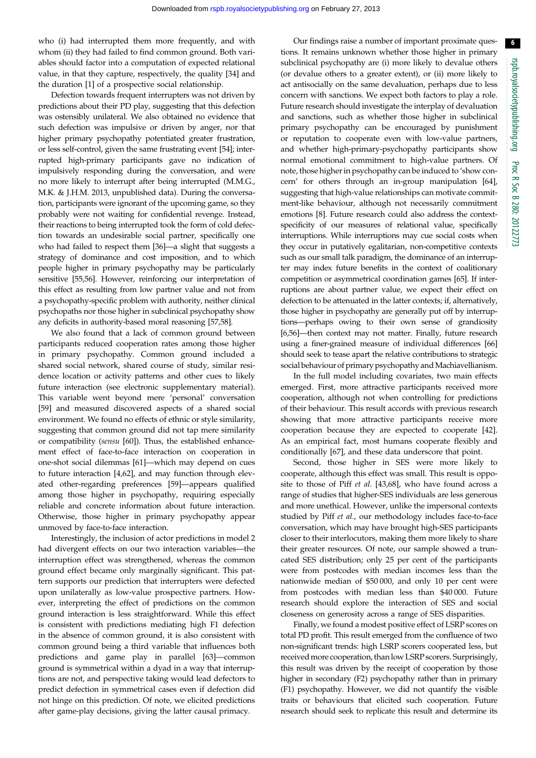who (i) had interrupted them more frequently, and with whom (ii) they had failed to find common ground. Both variables should factor into a computation of expected relational value, in that they capture, respectively, the quality [34] and the duration [1] of a prospective social relationship.

Defection towards frequent interrupters was not driven by predictions about their PD play, suggesting that this defection was ostensibly unilateral. We also obtained no evidence that such defection was impulsive or driven by anger, nor that higher primary psychopathy potentiated greater frustration, or less self-control, given the same frustrating event [54]; interrupted high-primary participants gave no indication of impulsively responding during the conversation, and were no more likely to interrupt after being interrupted (M.M.G., M.K. & J.H.M. 2013, unpublished data). During the conversation, participants were ignorant of the upcoming game, so they probably were not waiting for confidential revenge. Instead, their reactions to being interrupted took the form of cold defection towards an undesirable social partner, specifically one who had failed to respect them [36]—a slight that suggests a strategy of dominance and cost imposition, and to which people higher in primary psychopathy may be particularly sensitive [55,56]. However, reinforcing our interpretation of this effect as resulting from low partner value and not from a psychopathy-specific problem with authority, neither clinical psychopaths nor those higher in subclinical psychopathy show any deficits in authority-based moral reasoning [57,58].

We also found that a lack of common ground between participants reduced cooperation rates among those higher in primary psychopathy. Common ground included a shared social network, shared course of study, similar residence location or activity patterns and other cues to likely future interaction (see electronic supplementary material). This variable went beyond mere 'personal' conversation [59] and measured discovered aspects of a shared social environment. We found no effects of ethnic or style similarity, suggesting that common ground did not tap mere similarity or compatibility (*sensu* [60]). Thus, the established enhancement effect of face-to-face interaction on cooperation in one-shot social dilemmas [61]—which may depend on cues to future interaction [4,62], and may function through elevated other-regarding preferences [59]—appears qualified among those higher in psychopathy, requiring especially reliable and concrete information about future interaction. Otherwise, those higher in primary psychopathy appear unmoved by face-to-face interaction.

Interestingly, the inclusion of actor predictions in model 2 had divergent effects on our two interaction variables—the interruption effect was strengthened, whereas the common ground effect became only marginally significant. This pattern supports our prediction that interrupters were defected upon unilaterally as low-value prospective partners. However, interpreting the effect of predictions on the common ground interaction is less straightforward. While this effect is consistent with predictions mediating high F1 defection in the absence of common ground, it is also consistent with common ground being a third variable that influences both predictions and game play in parallel [63]—common ground is symmetrical within a dyad in a way that interruptions are not, and perspective taking would lead defectors to predict defection in symmetrical cases even if defection did not hinge on this prediction. Of note, we elicited predictions after game-play decisions, giving the latter causal primacy.

Our findings raise a number of important proximate questions. It remains unknown whether those higher in primary subclinical psychopathy are (i) more likely to devalue others (or devalue others to a greater extent), or (ii) more likely to act antisocially on the same devaluation, perhaps due to less concern with sanctions. We expect both factors to play a role. Future research should investigate the interplay of devaluation and sanctions, such as whether those higher in subclinical primary psychopathy can be encouraged by punishment or reputation to cooperate even with low-value partners, and whether high-primary-psychopathy participants show normal emotional commitment to high-value partners. Of note, those higher in psychopathy can be induced to 'show concern' for others through an in-group manipulation [64], suggesting that high-value relationships can motivate commitment-like behaviour, although not necessarily commitment emotions [8]. Future research could also address the context-specificity of our measures of relational value, specifically interruptions. While interruptions may cue social costs when they occur in putatively egalitarian, non-competitive contexts such as our small talk paradigm, the dominance of an interrupter may index future benefits in the context of coalitionary competition or asymmetrical coordination games [65]. If interruptions are about partner value, we expect their effect on defection to be attenuated in the latter contexts; if, alternatively, those higher in psychopathy are generally put off by interruptions—perhaps owing to their own sense of grandiosity [6,56]—then context may not matter. Finally, future research using a finer-grained measure of individual differences [66] should seek to tease apart the relative contributions to strategic social behaviour of primary psychopathy and Machiavellianism.

In the full model including covariates, two main effects emerged. First, more attractive participants received more cooperation, although not when controlling for predictions of their behaviour. This result accords with previous research showing that more attractive participants receive more cooperation because they are expected to cooperate [42]. As an empirical fact, most humans cooperate flexibly and conditionally [67], and these data underscore that point.

Second, those higher in SES were more likely to cooperate, although this effect was small. This result is opposite to those of Piff *et al.* [43,68], who have found across a range of studies that higher-SES individuals are less generous and more unethical. However, unlike the impersonal contexts studied by Piff *et al.*, our methodology includes face-to-face conversation, which may have brought high-SES participants closer to their interlocutors, making them more likely to share their greater resources. Of note, our sample showed a truncated SES distribution; only 25 per cent of the participants were from postcodes with median incomes less than the nationwide median of \$50 000, and only 10 per cent were from postcodes with median less than \$40 000. Future research should explore the interaction of SES and social closeness on generosity across a range of SES disparities.

Finally, we found a modest positive effect of LSRP scores on total PD profit. This result emerged from the confluence of two non-significant trends: high LSRP scorers cooperated less, but received more cooperation, than low LSRP scorers. Surprisingly, this result was driven by the receipt of cooperation by those higher in secondary (F2) psychopathy rather than in primary (F1) psychopathy. However, we did not quantify the visible traits or behaviours that elicited such cooperation. Future research should seek to replicate this result and determine its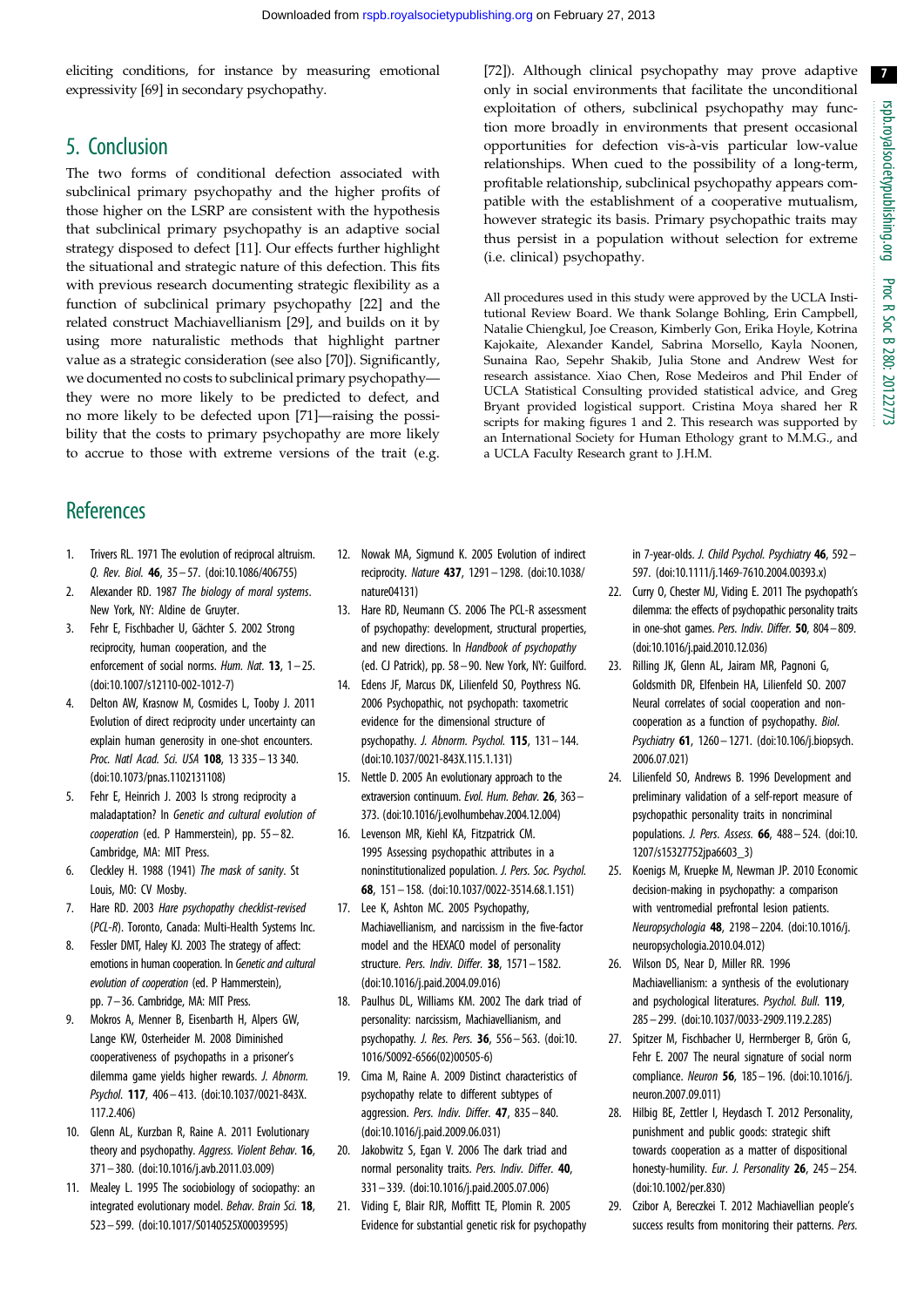eliciting conditions, for instance by measuring emotional expressivity [69] in secondary psychopathy.

## 5. Conclusion

The two forms of conditional defection associated with subclinical primary psychopathy and the higher profits of those higher on the LSRP are consistent with the hypothesis that subclinical primary psychopathy is an adaptive social strategy disposed to defect [11]. Our effects further highlight the situational and strategic nature of this defection. This fits with previous research documenting strategic flexibility as a function of subclinical primary psychopathy [22] and the related construct Machiavellianism [29], and builds on it by using more naturalistic methods that highlight partner value as a strategic consideration (see also [70]). Significantly, we documented no costs to subclinical primary psychopathy—they were no more likely to be predicted to defect, and no more likely to be defected upon [71]—raising the possibility that the costs to primary psychopathy are more likely to accrue to those with extreme versions of the trait (e.g. [72]). Although clinical psychopathy may prove adaptive only in social environments that facilitate the unconditional exploitation of others, subclinical psychopathy may function more broadly in environments that present occasional opportunities for defection vis-à-vis particular low-value relationships. When cued to the possibility of a long-term, profitable relationship, subclinical psychopathy appears compatible with the establishment of a cooperative mutualism, however strategic its basis. Primary psychopathic traits may thus persist in a population without selection for extreme (i.e. clinical) psychopathy.

All procedures used in this study were approved by the UCLA Institutional Review Board. We thank Solange Bohling, Erin Campbell, Natalie Chiengkul, Joe Creason, Kimberly Gon, Erika Hoyle, Kotrina Kajokaite, Alexander Kandel, Sabrina Morsello, Kayla Noonen, Sunaina Rao, Sepehr Shakib, Julia Stone and Andrew West for research assistance. Xiao Chen, Rose Medeiros and Phil Ender of UCLA Statistical Consulting provided statistical advice, and Greg Bryant provided logistical support. Cristina Moya shared her R scripts for making figures 1 and 2. This research was supported by an International Society for Human Ethology grant to M.M.G., and a UCLA Faculty Research grant to J.H.M.

## References

1. Trivers RL. 1971 The evolution of reciprocal altruism. *Q. Rev. Biol.* **46**, 35–57. (doi:10.1086/406755)
2. Alexander RD. 1987 *The biology of moral systems*. New York, NY: Aldine de Gruyter.
3. Fehr E, Fischbacher U, Gächter S. 2002 Strong reciprocity, human cooperation, and the enforcement of social norms. *Hum. Nat.* **13**, 1–25. (doi:10.1007/s12110-002-1012-7)
4. Delton AW, Krasnow M, Cosmides L, Tooby J. 2011 Evolution of direct reciprocity under uncertainty can explain human generosity in one-shot encounters. *Proc. Natl Acad. Sci. USA* **108**, 13 335–13 340. (doi:10.1073/pnas.1102131108)
5. Fehr E, Heinrich J. 2003 Is strong reciprocity a maladaptation? In *Genetic and cultural evolution of cooperation* (ed. P Hammerstein), pp. 55–82. Cambridge, MA: MIT Press.
6. Cleckley H. 1988 (1941) *The mask of sanity*. St Louis, MO: CV Mosby.
7. Hare RD. 2003 *Hare psychopathy checklist-revised (PCL-R)*. Toronto, Canada: Multi-Health Systems Inc.
8. Fessler DMT, Haley KJ. 2003 The strategy of affect: emotions in human cooperation. In *Genetic and cultural evolution of cooperation* (ed. P Hammerstein), pp. 7–36. Cambridge, MA: MIT Press.
9. Mokros A, Menner B, Eisenbarth H, Alpers GW, Lange KW, Osterheider M. 2008 Diminished cooperativeness of psychopaths in a prisoner's dilemma game yields higher rewards. *J. Abnorm. Psychol.* **117**, 406–413. (doi:10.1037/0021-843X.117.2.406)
10. Glenn AL, Kurzban R, Raine A. 2011 Evolutionary theory and psychopathy. *Aggress. Violent Behav.* **16**, 371–380. (doi:10.1016/j.avb.2011.03.009)
11. Mealey L. 1995 The sociobiology of sociopathy: an integrated evolutionary model. *Behav. Brain Sci.* **18**, 523–599. (doi:10.1017/S0140525X00039595)
12. Nowak MA, Sigmund K. 2005 Evolution of indirect reciprocity. *Nature* **437**, 1291–1298. (doi:10.1038/nature04131)
13. Hare RD, Neumann CS. 2006 The PCL-R assessment of psychopathy: development, structural properties, and new directions. In *Handbook of psychopathy* (ed. CJ Patrick), pp. 58–90. New York, NY: Guilford.
14. Edens JF, Marcus DK, Lilienfeld SO, Poythress NG. 2006 Psychopathic, not psychopath: taxometric evidence for the dimensional structure of psychopathy. *J. Abnorm. Psychol.* **115**, 131–144. (doi:10.1037/0021-843X.115.1.131)
15. Nettle D. 2005 An evolutionary approach to the extraversion continuum. *Evol. Hum. Behav.* **26**, 363–373. (doi:10.1016/j.evolhumbehav.2004.12.004)
16. Levenson MR, Kiehl KA, Fitzpatrick CM. 1995 Assessing psychopathic attributes in a noninstitutionalized population. *J. Pers. Soc. Psychol.* **68**, 151–158. (doi:10.1037/0022-3514.68.1.151)
17. Lee K, Ashton MC. 2005 Psychopathy, Machiavellianism, and narcissism in the five-factor model and the HEXACO model of personality structure. *Pers. Indiv. Differ.* **38**, 1571–1582. (doi:10.1016/j.paid.2004.09.016)
18. Paulhus DL, Williams KM. 2002 The dark triad of personality: narcissism, Machiavellianism, and psychopathy. *J. Res. Pers.* **36**, 556–563. (doi:10.1016/S0092-6566(02)00505-6)
19. Cima M, Raine A. 2009 Distinct characteristics of psychopathy relate to different subtypes of aggression. *Pers. Indiv. Differ.* **47**, 835–840. (doi:10.1016/j.paid.2009.06.031)
20. Jakobwitz S, Egan V. 2006 The dark triad and normal personality traits. *Pers. Indiv. Differ.* **40**, 331–339. (doi:10.1016/j.paid.2005.07.006)
21. Viding E, Blair RJR, Moffitt TE, Plomin R. 2005 Evidence for substantial genetic risk for psychopathy in 7-year-olds. *J. Child Psychol. Psychiatry* **46**, 592–597. (doi:10.1111/j.1469-7610.2004.00393.x)
22. Curry O, Chester MJ, Viding E. 2011 The psychopath's dilemma: the effects of psychopathic personality traits in one-shot games. *Pers. Indiv. Differ.* **50**, 804–809. (doi:10.1016/j.paid.2010.12.036)
23. Rilling JK, Glenn AL, Jairam MR, Pagnoni G, Goldsmith DR, Elfenbein HA, Lilienfeld SO. 2007 Neural correlates of social cooperation and non-cooperation as a function of psychopathy. *Biol. Psychiatry* **61**, 1260–1271. (doi:10.106/j.biopsych.2006.07.021)
24. Lilienfeld SO, Andrews B. 1996 Development and preliminary validation of a self-report measure of psychopathic personality traits in noncriminal populations. *J. Pers. Assess.* **66**, 488–524. (doi:10.1207/s15327752jpa6603_3)
25. Koenigs M, Kruepke M, Newman JP. 2010 Economic decision-making in psychopathy: a comparison with ventromedial prefrontal lesion patients. *Neuropsychologia* **48**, 2198–2204. (doi:10.1016/j.neuropsychologia.2010.04.012)
26. Wilson DS, Near D, Miller RR. 1996 Machiavellianism: a synthesis of the evolutionary and psychological literatures. *Psychol. Bull.* **119**, 285–299. (doi:10.1037/0033-2909.119.2.285)
27. Spitzer M, Fischbacher U, Herrnberger B, Grön G, Fehr E. 2007 The neural signature of social norm compliance. *Neuron* **56**, 185–196. (doi:10.1016/j.neuron.2007.09.011)
28. Hilbig BE, Zettler I, Heydasch T. 2012 Personality, punishment and public goods: strategic shift towards cooperation as a matter of dispositional honesty-humility. *Eur. J. Personality* **26**, 245–254. (doi:10.1002/per.830)
29. Czibor A, Bereczkei T. 2012 Machiavellian people's success results from monitoring their patterns. *Pers.*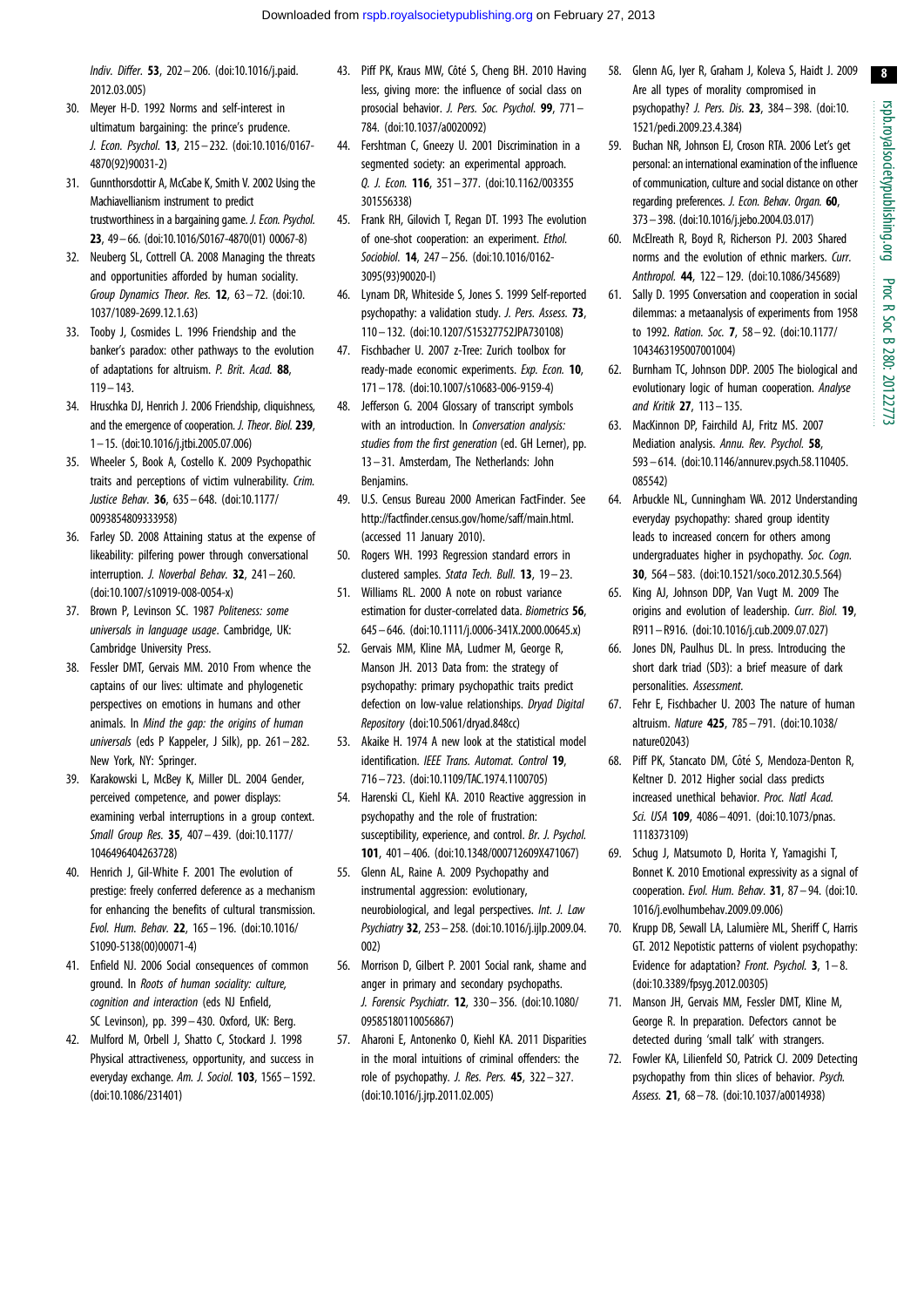*Indiv. Differ.* **53**, 202–206. (doi:10.1016/j.paid.2012.03.005)

30. Meyer H-D. 1992 Norms and self-interest in ultimatum bargaining: the prince's prudence. *J. Econ. Psychol.* **13**, 215–232. (doi:10.1016/0167-4870(92)90031-2)
31. Gunnthorsdottir A, McCabe K, Smith V. 2002 Using the Machiavellianism instrument to predict trustworthiness in a bargaining game. *J. Econ. Psychol.* **23**, 49–66. (doi:10.1016/S0167-4870(01) 00067-8)
32. Neuberg SL, Cottrell CA. 2008 Managing the threats and opportunities afforded by human sociality. *Group Dynamics Theor. Res.* **12**, 63–72. (doi:10.1037/1089-2699.12.1.63)
33. Tooby J, Cosmides L. 1996 Friendship and the banker's paradox: other pathways to the evolution of adaptations for altruism. *P. Brit. Acad.* **88**, 119–143.
34. Hruschka DJ, Henrich J. 2006 Friendship, cliquishness, and the emergence of cooperation. *J. Theor. Biol.* **239**, 1–15. (doi:10.1016/j.jtbi.2005.07.006)
35. Wheeler S, Book A, Costello K. 2009 Psychopathic traits and perceptions of victim vulnerability. *Crim. Justice Behav.* **36**, 635–648. (doi:10.1177/0093854809333958)
36. Farley SD. 2008 Attaining status at the expense of likeability: pilfering power through conversational interruption. *J. Noverbal Behav.* **32**, 241–260. (doi:10.1007/s10919-008-0054-x)
37. Brown P, Levinson SC. 1987 *Politeness: some universals in language usage*. Cambridge, UK: Cambridge University Press.
38. Fessler DMT, Gervais MM. 2010 From whence the captains of our lives: ultimate and phylogenetic perspectives on emotions in humans and other animals. In *Mind the gap: the origins of human universals* (eds P Kappeler, J Silk), pp. 261–282. New York, NY: Springer.
39. Karakowski L, McBey K, Miller DL. 2004 Gender, perceived competence, and power displays: examining verbal interruptions in a group context. *Small Group Res.* **35**, 407–439. (doi:10.1177/1046496404263728)
40. Henrich J, Gil-White F. 2001 The evolution of prestige: freely conferred deference as a mechanism for enhancing the benefits of cultural transmission. *Evol. Hum. Behav.* **22**, 165–196. (doi:10.1016/S1090-5138(00)00071-4)
41. Enfield NJ. 2006 Social consequences of common ground. In *Roots of human sociality: culture, cognition and interaction* (eds NJ Enfield, SC Levinson), pp. 399–430. Oxford, UK: Berg.
42. Mulford M, Orbell J, Shatto C, Stockard J. 1998 Physical attractiveness, opportunity, and success in everyday exchange. *Am. J. Sociol.* **103**, 1565–1592. (doi:10.1086/231401)
43. Piff PK, Kraus MW, Côté S, Cheng BH. 2010 Having less, giving more: the influence of social class on prosocial behavior. *J. Pers. Soc. Psychol.* **99**, 771–784. (doi:10.1037/a0020092)
44. Fershtman C, Gneezy U. 2001 Discrimination in a segmented society: an experimental approach. *Q. J. Econ.* **116**, 351–377. (doi:10.1162/003355301556338)
45. Frank RH, Gilovich T, Regan DT. 1993 The evolution of one-shot cooperation: an experiment. *Ethol. Sociobiol.* **14**, 247–256. (doi:10.1016/0162-3095(93)90020-I)
46. Lynam DR, Whiteside S, Jones S. 1999 Self-reported psychopathy: a validation study. *J. Pers. Assess.* **73**, 110–132. (doi:10.1207/S15327752JPA730108)
47. Fischbacher U. 2007 z-Tree: Zurich toolbox for ready-made economic experiments. *Exp. Econ.* **10**, 171–178. (doi:10.1007/s10683-006-9159-4)
48. Jefferson G. 2004 Glossary of transcript symbols with an introduction. In *Conversation analysis: studies from the first generation* (ed. GH Lerner), pp. 13–31. Amsterdam, The Netherlands: John Benjamins.
49. U.S. Census Bureau 2000 American FactFinder. See http://factfinder.census.gov/home/saff/main.html. (accessed 11 January 2010).
50. Rogers WH. 1993 Regression standard errors in clustered samples. *Stata Tech. Bull.* **13**, 19–23.
51. Williams RL. 2000 A note on robust variance estimation for cluster-correlated data. *Biometrics* **56**, 645–646. (doi:10.1111/j.0006-341X.2000.00645.x)
52. Gervais MM, Kline MA, Ludmer M, George R, Manson JH. 2013 Data from: the strategy of psychopathy: primary psychopathic traits predict defection on low-value relationships. *Dryad Digital Repository* (doi:10.5061/dryad.848cc)
53. Akaike H. 1974 A new look at the statistical model identification. *IEEE Trans. Automat. Control* **19**, 716–723. (doi:10.1109/TAC.1974.1100705)
54. Harenski CL, Kiehl KA. 2010 Reactive aggression in psychopathy and the role of frustration: susceptibility, experience, and control. *Br. J. Psychol.* **101**, 401–406. (doi:10.1348/000712609X471067)
55. Glenn AL, Raine A. 2009 Psychopathy and instrumental aggression: evolutionary, neurobiological, and legal perspectives. *Int. J. Law Psychiatry* **32**, 253–258. (doi:10.1016/j.ijlp.2009.04.002)
56. Morrison D, Gilbert P. 2001 Social rank, shame and anger in primary and secondary psychopaths. *J. Forensic Psychiatr.* **12**, 330–356. (doi:10.1080/09585180110056867)
57. Aharoni E, Antonenko O, Kiehl KA. 2011 Disparities in the moral intuitions of criminal offenders: the role of psychopathy. *J. Res. Pers.* **45**, 322–327. (doi:10.1016/j.jrp.2011.02.005)
58. Glenn AG, Iyer R, Graham J, Koleva S, Haidt J. 2009 Are all types of morality compromised in psychopathy? *J. Pers. Dis.* **23**, 384–398. (doi:10.1521/pedi.2009.23.4.384)
59. Buchan NR, Johnson EJ, Croson RTA. 2006 Let's get personal: an international examination of the influence of communication, culture and social distance on other regarding preferences. *J. Econ. Behav. Organ.* **60**, 373–398. (doi:10.1016/j.jebo.2004.03.017)
60. McElreath R, Boyd R, Richerson PJ. 2003 Shared norms and the evolution of ethnic markers. *Curr. Anthropol.* **44**, 122–129. (doi:10.1086/345689)
61. Sally D. 1995 Conversation and cooperation in social dilemmas: a metaanalysis of experiments from 1958 to 1992. *Ration. Soc.* **7**, 58–92. (doi:10.1177/1043463195007001004)
62. Burnham TC, Johnson DDP. 2005 The biological and evolutionary logic of human cooperation. *Analyse and Kritik* **27**, 113–135.
63. MacKinnon DP, Fairchild AJ, Fritz MS. 2007 Mediation analysis. *Annu. Rev. Psychol.* **58**, 593–614. (doi:10.1146/annurev.psych.58.110405.085542)
64. Arbuckle NL, Cunningham WA. 2012 Understanding everyday psychopathy: shared group identity leads to increased concern for others among undergraduates higher in psychopathy. *Soc. Cogn.* **30**, 564–583. (doi:10.1521/soco.2012.30.5.564)
65. King AJ, Johnson DDP, Van Vugt M. 2009 The origins and evolution of leadership. *Curr. Biol.* **19**, R911–R916. (doi:10.1016/j.cub.2009.07.027)
66. Jones DN, Paulhus DL. In press. Introducing the short dark triad (SD3): a brief measure of dark personalities. *Assessment*.
67. Fehr E, Fischbacher U. 2003 The nature of human altruism. *Nature* **425**, 785–791. (doi:10.1038/nature02043)
68. Piff PK, Stancato DM, Côté S, Mendoza-Denton R, Keltner D. 2012 Higher social class predicts increased unethical behavior. *Proc. Natl Acad. Sci. USA* **109**, 4086–4091. (doi:10.1073/pnas.1118373109)
69. Schug J, Matsumoto D, Horita Y, Yamagishi T, Bonnet K. 2010 Emotional expressivity as a signal of cooperation. *Evol. Hum. Behav.* **31**, 87–94. (doi:10.1016/j.evolhumbehav.2009.09.006)
70. Krupp DB, Sewall LA, Lalumière ML, Sheriff C, Harris GT. 2012 Nepotistic patterns of violent psychopathy: Evidence for adaptation? *Front. Psychol.* **3**, 1–8. (doi:10.3389/fpsyg.2012.00305)
71. Manson JH, Gervais MM, Fessler DMT, Kline M, George R. In preparation. Defectors cannot be detected during 'small talk' with strangers.
72. Fowler KA, Lilienfeld SO, Patrick CJ. 2009 Detecting psychopathy from thin slices of behavior. *Psych. Assess.* **21**, 68–78. (doi:10.1037/a0014938)